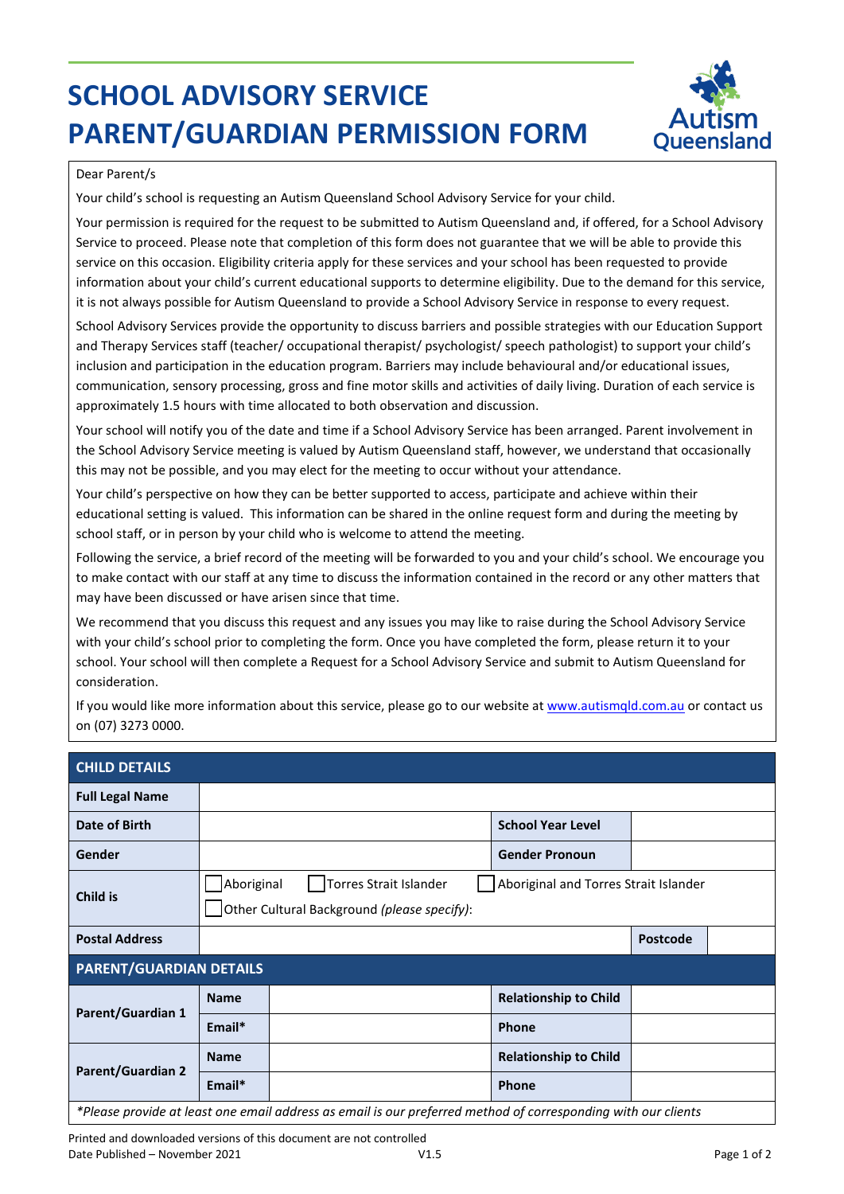# SCHOOL ADVISORY SERVICE PARENT/GUARDIAN PERMISSION FORM

Dear Parent/s

Your child's school is requesting an Autism Queensland School Advisory Service for your child.

Your permission is required for the request to be submitted to Autism Queensland and, if offered, for a School Advisory Service to proceed. Please note that completion of this form does not guarantee that we will be able to provide this service on this occasion. Eligibility criteria apply for these services and your school has been requested to provide information about your child's current educational supports to determine eligibility. Due to the demand for this service, it is not always possible for Autism Queensland to provide a School Advisory Service in response to every request.

School Advisory Services provide the opportunity to discuss barriers and possible strategies with our Education Support and Therapy Services staff (teacher/ occupational therapist/ psychologist/ speech pathologist) to support your child's inclusion and participation in the education program. Barriers may include behavioural and/or educational issues, communication, sensory processing, gross and fine motor skills and activities of daily living. Duration of each service is approximately 1.5 hours with time allocated to both observation and discussion.

Your school will notify you of the date and time if a School Advisory Service has been arranged. Parent involvement in the School Advisory Service meeting is valued by Autism Queensland staff, however, we understand that occasionally this may not be possible, and you may elect for the meeting to occur without your attendance.

Your child's perspective on how they can be better supported to access, participate and achieve within their educational setting is valued. This information can be shared in the online request form and during the meeting by school staff, or in person by your child who is welcome to attend the meeting.

Following the service, a brief record of the meeting will be forwarded to you and your child's school. We encourage you to make contact with our staff at any time to discuss the information contained in the record or any other matters that may have been discussed or have arisen since that time.

We recommend that you discuss this request and any issues you may like to raise during the School Advisory Service with your child's school prior to completing the form. Once you have completed the form, please return it to your school. Your school will then complete a Request for a School Advisory Service and submit to Autism Queensland for consideration.

If you would like more information about this service, please go to our website at www.autismqld.com.au or contact us on (07) 3273 0000.

| **CHILD DETAILS** | | | |
|---|---|---|---|
| **Full Legal Name** | | | |
| **Date of Birth** | | **School Year Level** | |
| **Gender** | | **Gender Pronoun** | |
| **Child is** | ☐ Aboriginal ☐ Torres Strait Islander ☐ Aboriginal and Torres Strait Islander<br>☐ Other Cultural Background *(please specify)*: | | |
| **Postal Address** | | **Postcode** | |

| **PARENT/GUARDIAN DETAILS** | | | | |
|---|---|---|---|---|
| **Parent/Guardian 1** | **Name** | | **Relationship to Child** | |
| | **Email*** | | **Phone** | |
| **Parent/Guardian 2** | **Name** | | **Relationship to Child** | |
| | **Email*** | | **Phone** | |

*\*Please provide at least one email address as email is our preferred method of corresponding with our clients*

Printed and downloaded versions of this document are not controlled
Date Published – November 2021 V1.5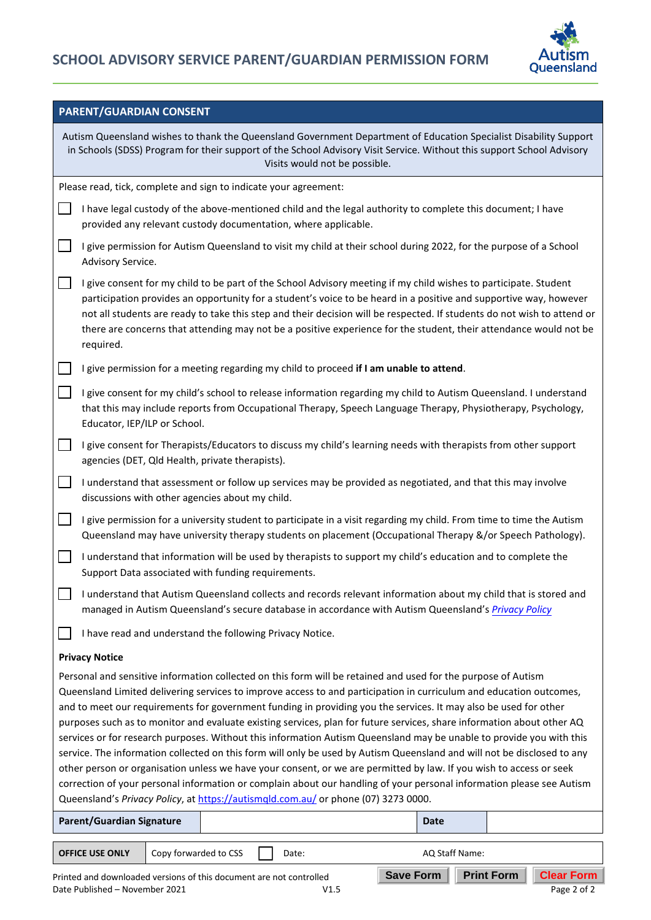# SCHOOL ADVISORY SERVICE PARENT/GUARDIAN PERMISSION FORM

## PARENT/GUARDIAN CONSENT

Autism Queensland wishes to thank the Queensland Government Department of Education Specialist Disability Support in Schools (SDSS) Program for their support of the School Advisory Visit Service. Without this support School Advisory Visits would not be possible.

Please read, tick, complete and sign to indicate your agreement:

- ☐ I have legal custody of the above-mentioned child and the legal authority to complete this document; I have provided any relevant custody documentation, where applicable.
- ☐ I give permission for Autism Queensland to visit my child at their school during 2022, for the purpose of a School Advisory Service.
- ☐ I give consent for my child to be part of the School Advisory meeting if my child wishes to participate. Student participation provides an opportunity for a student's voice to be heard in a positive and supportive way, however not all students are ready to take this step and their decision will be respected. If students do not wish to attend or there are concerns that attending may not be a positive experience for the student, their attendance would not be required.
- ☐ I give permission for a meeting regarding my child to proceed **if I am unable to attend**.
- ☐ I give consent for my child's school to release information regarding my child to Autism Queensland. I understand that this may include reports from Occupational Therapy, Speech Language Therapy, Physiotherapy, Psychology, Educator, IEP/ILP or School.
- ☐ I give consent for Therapists/Educators to discuss my child's learning needs with therapists from other support agencies (DET, Qld Health, private therapists).
- ☐ I understand that assessment or follow up services may be provided as negotiated, and that this may involve discussions with other agencies about my child.
- ☐ I give permission for a university student to participate in a visit regarding my child. From time to time the Autism Queensland may have university therapy students on placement (Occupational Therapy &/or Speech Pathology).
- ☐ I understand that information will be used by therapists to support my child's education and to complete the Support Data associated with funding requirements.
- ☐ I understand that Autism Queensland collects and records relevant information about my child that is stored and managed in Autism Queensland's secure database in accordance with Autism Queensland's *Privacy Policy*
- ☐ I have read and understand the following Privacy Notice.

**Privacy Notice**

Personal and sensitive information collected on this form will be retained and used for the purpose of Autism Queensland Limited delivering services to improve access to and participation in curriculum and education outcomes, and to meet our requirements for government funding in providing you the services. It may also be used for other purposes such as to monitor and evaluate existing services, plan for future services, share information about other AQ services or for research purposes. Without this information Autism Queensland may be unable to provide you with this service. The information collected on this form will only be used by Autism Queensland and will not be disclosed to any other person or organisation unless we have your consent, or we are permitted by law. If you wish to access or seek correction of your personal information or complain about our handling of your personal information please see Autism Queensland's *Privacy Policy*, at https://autismqld.com.au/ or phone (07) 3273 0000.

| Parent/Guardian Signature | | Date | |
|---|---|---|---|

| OFFICE USE ONLY | Copy forwarded to CSS ☐ | Date: | AQ Staff Name: |
|---|---|---|---|

Save Form | Print Form | Clear Form

Printed and downloaded versions of this document are not controlled
Date Published – November 2021 V1.5